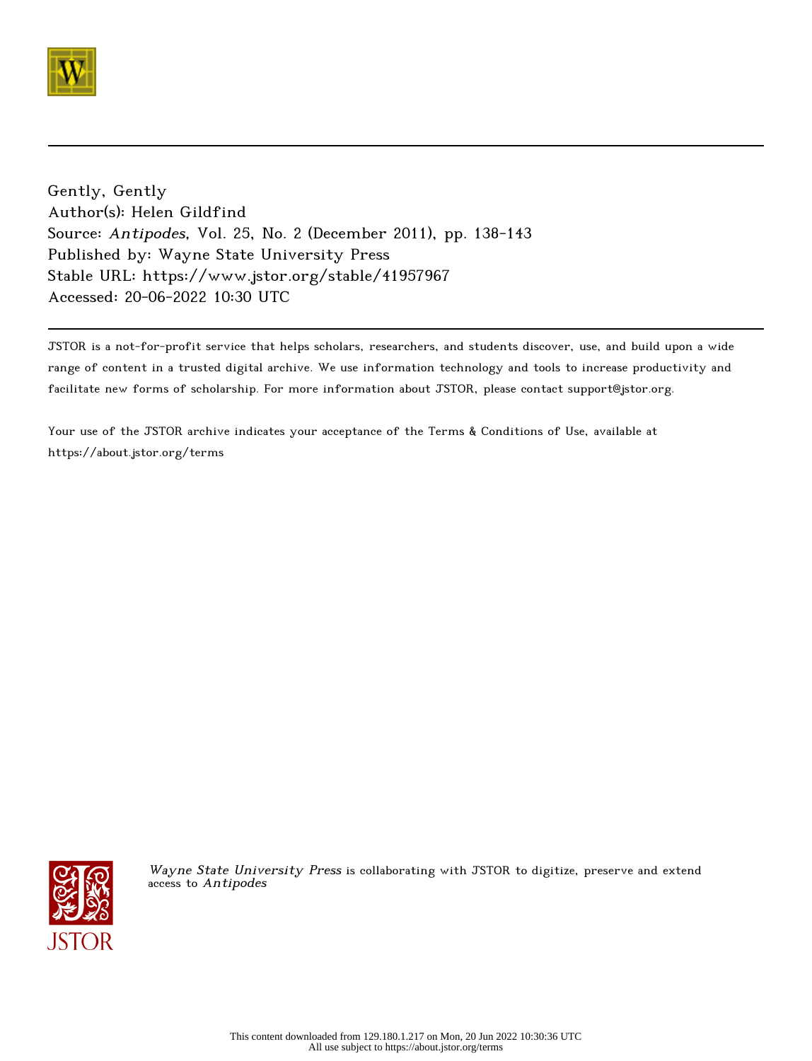Gently, Gently
Author(s): Helen Gildfind
Source: *Antipodes*, Vol. 25, No. 2 (December 2011), pp. 138-143
Published by: Wayne State University Press
Stable URL: https://www.jstor.org/stable/41957967
Accessed: 20-06-2022 10:30 UTC

JSTOR is a not-for-profit service that helps scholars, researchers, and students discover, use, and build upon a wide range of content in a trusted digital archive. We use information technology and tools to increase productivity and facilitate new forms of scholarship. For more information about JSTOR, please contact support@jstor.org.

Your use of the JSTOR archive indicates your acceptance of the Terms & Conditions of Use, available at https://about.jstor.org/terms

*Wayne State University Press* is collaborating with JSTOR to digitize, preserve and extend access to *Antipodes*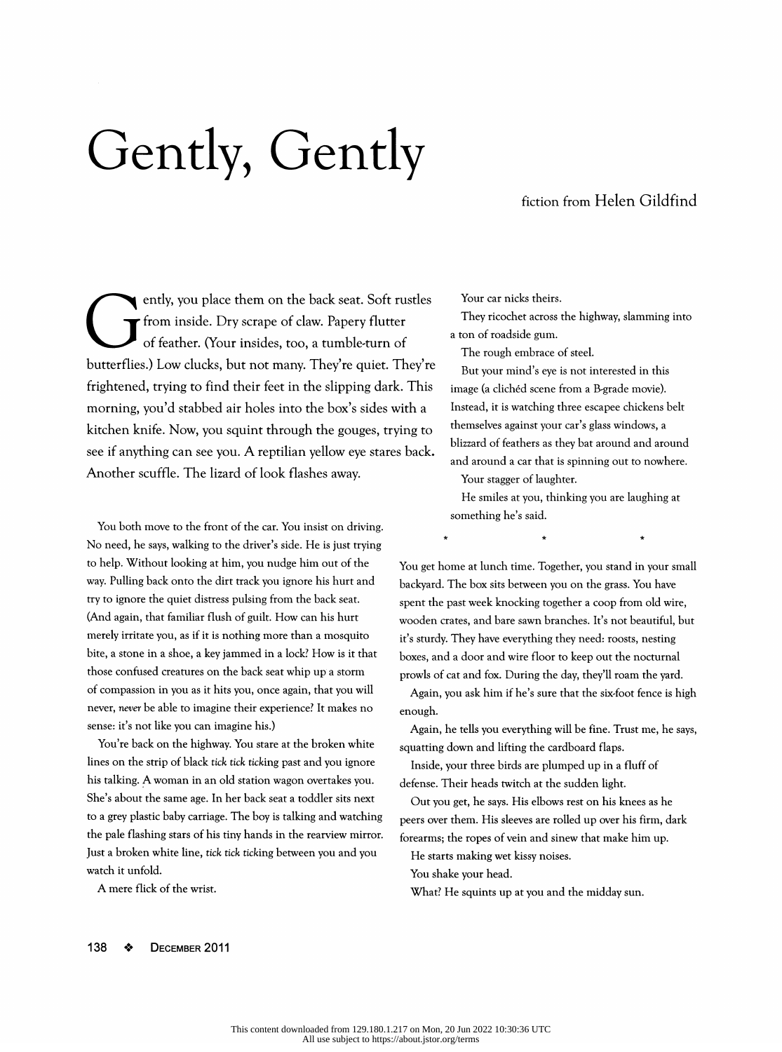# Gently, Gently

fiction from Helen Gildfind

Gently, you place them on the back seat. Soft rustles from inside. Dry scrape of claw. Papery flutter of feather. (Your insides, too, a tumble-turn of butterflies.) Low clucks, but not many. They're quiet. They're frightened, trying to find their feet in the slipping dark. This morning, you'd stabbed air holes into the box's sides with a kitchen knife. Now, you squint through the gouges, trying to see if anything can see you. A reptilian yellow eye stares back. Another scuffle. The lizard of look flashes away.

You both move to the front of the car. You insist on driving. No need, he says, walking to the driver's side. He is just trying to help. Without looking at him, you nudge him out of the way. Pulling back onto the dirt track you ignore his hurt and try to ignore the quiet distress pulsing from the back seat. (And again, that familiar flush of guilt. How can his hurt merely irritate you, as if it is nothing more than a mosquito bite, a stone in a shoe, a key jammed in a lock? How is it that those confused creatures on the back seat whip up a storm of compassion in you as it hits you, once again, that you will never, *never* be able to imagine their experience? It makes no sense: it's not like you can imagine his.)

You're back on the highway. You stare at the broken white lines on the strip of black *tick tick tick*ing past and you ignore his talking. A woman in an old station wagon overtakes you. She's about the same age. In her back seat a toddler sits next to a grey plastic baby carriage. The boy is talking and watching the pale flashing stars of his tiny hands in the rearview mirror. Just a broken white line, *tick tick tick*ing between you and you watch it unfold.

A mere flick of the wrist.

Your car nicks theirs.

They ricochet across the highway, slamming into a ton of roadside gum.

The rough embrace of steel.

But your mind's eye is not interested in this image (a clichéd scene from a B-grade movie). Instead, it is watching three escapee chickens belt themselves against your car's glass windows, a blizzard of feathers as they bat around and around and around a car that is spinning out to nowhere.

Your stagger of laughter.

He smiles at you, thinking you are laughing at something he's said.

\* \* \*

You get home at lunch time. Together, you stand in your small backyard. The box sits between you on the grass. You have spent the past week knocking together a coop from old wire, wooden crates, and bare sawn branches. It's not beautiful, but it's sturdy. They have everything they need: roosts, nesting boxes, and a door and wire floor to keep out the nocturnal prowls of cat and fox. During the day, they'll roam the yard.

Again, you ask him if he's sure that the six-foot fence is high enough.

Again, he tells you everything will be fine. Trust me, he says, squatting down and lifting the cardboard flaps.

Inside, your three birds are plumped up in a fluff of defense. Their heads twitch at the sudden light.

Out you get, he says. His elbows rest on his knees as he peers over them. His sleeves are rolled up over his firm, dark forearms; the ropes of vein and sinew that make him up.

He starts making wet kissy noises.

You shake your head.

What? He squints up at you and the midday sun.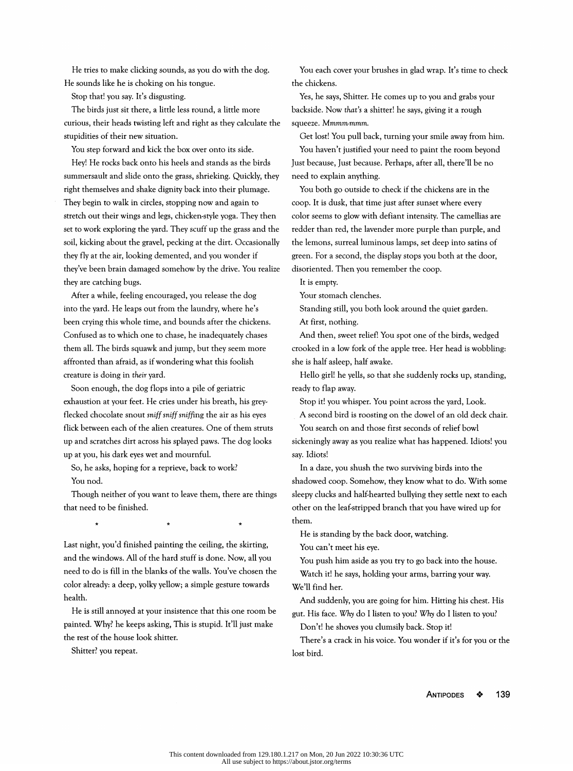He tries to make clicking sounds, as you do with the dog. He sounds like he is choking on his tongue.

Stop that! you say. It's disgusting.

The birds just sit there, a little less round, a little more curious, their heads twisting left and right as they calculate the stupidities of their new situation.

You step forward and kick the box over onto its side.

Hey! He rocks back onto his heels and stands as the birds summersault and slide onto the grass, shrieking. Quickly, they right themselves and shake dignity back into their plumage. They begin to walk in circles, stopping now and again to stretch out their wings and legs, chicken-style yoga. They then set to work exploring the yard. They scuff up the grass and the soil, kicking about the gravel, pecking at the dirt. Occasionally they fly at the air, looking demented, and you wonder if they've been brain damaged somehow by the drive. You realize they are catching bugs.

After a while, feeling encouraged, you release the dog into the yard. He leaps out from the laundry, where he's been crying this whole time, and bounds after the chickens. Confused as to which one to chase, he inadequately chases them all. The birds squawk and jump, but they seem more affronted than afraid, as if wondering what this foolish creature is doing in *their* yard.

Soon enough, the dog flops into a pile of geriatric exhaustion at your feet. He cries under his breath, his grey-flecked chocolate snout *sniff sniff sniffing* the air as his eyes flick between each of the alien creatures. One of them struts up and scratches dirt across his splayed paws. The dog looks up at you, his dark eyes wet and mournful.

So, he asks, hoping for a reprieve, back to work?

You nod.

Though neither of you want to leave them, there are things that need to be finished.

\* \* \*

Last night, you'd finished painting the ceiling, the skirting, and the windows. All of the hard stuff is done. Now, all you need to do is fill in the blanks of the walls. You've chosen the color already: a deep, yolky yellow; a simple gesture towards health.

He is still annoyed at your insistence that this one room be painted. Why? he keeps asking, This is stupid. It'll just make the rest of the house look shitter.

Shitter? you repeat.

You each cover your brushes in glad wrap. It's time to check the chickens.

Yes, he says, Shitter. He comes up to you and grabs your backside. Now *that's* a shitter! he says, giving it a rough squeeze. *Mmmm-mmm.*

Get lost! You pull back, turning your smile away from him.

You haven't justified your need to paint the room beyond Just because, Just because. Perhaps, after all, there'll be no need to explain anything.

You both go outside to check if the chickens are in the coop. It is dusk, that time just after sunset where every color seems to glow with defiant intensity. The camellias are redder than red, the lavender more purple than purple, and the lemons, surreal luminous lamps, set deep into satins of green. For a second, the display stops you both at the door, disoriented. Then you remember the coop.

It is empty.

Your stomach clenches.

Standing still, you both look around the quiet garden.

At first, nothing.

And then, sweet relief! You spot one of the birds, wedged crooked in a low fork of the apple tree. Her head is wobbling: she is half asleep, half awake.

Hello girl! he yells, so that she suddenly rocks up, standing, ready to flap away.

Stop it! you whisper. You point across the yard, Look.

A second bird is roosting on the dowel of an old deck chair.

You search on and those first seconds of relief bowl sickeningly away as you realize what has happened. Idiots! you say. Idiots!

In a daze, you shush the two surviving birds into the shadowed coop. Somehow, they know what to do. With some sleepy clucks and half-hearted bullying they settle next to each other on the leaf-stripped branch that you have wired up for them.

He is standing by the back door, watching.

You can't meet his eye.

You push him aside as you try to go back into the house.

Watch it! he says, holding your arms, barring your way. We'll find her.

And suddenly, you are going for him. Hitting his chest. His gut. His face. *Why* do I listen to you? *Why* do I listen to you?

Don't'! he shoves you clumsily back. Stop it!

There's a crack in his voice. You wonder if it's for you or the lost bird.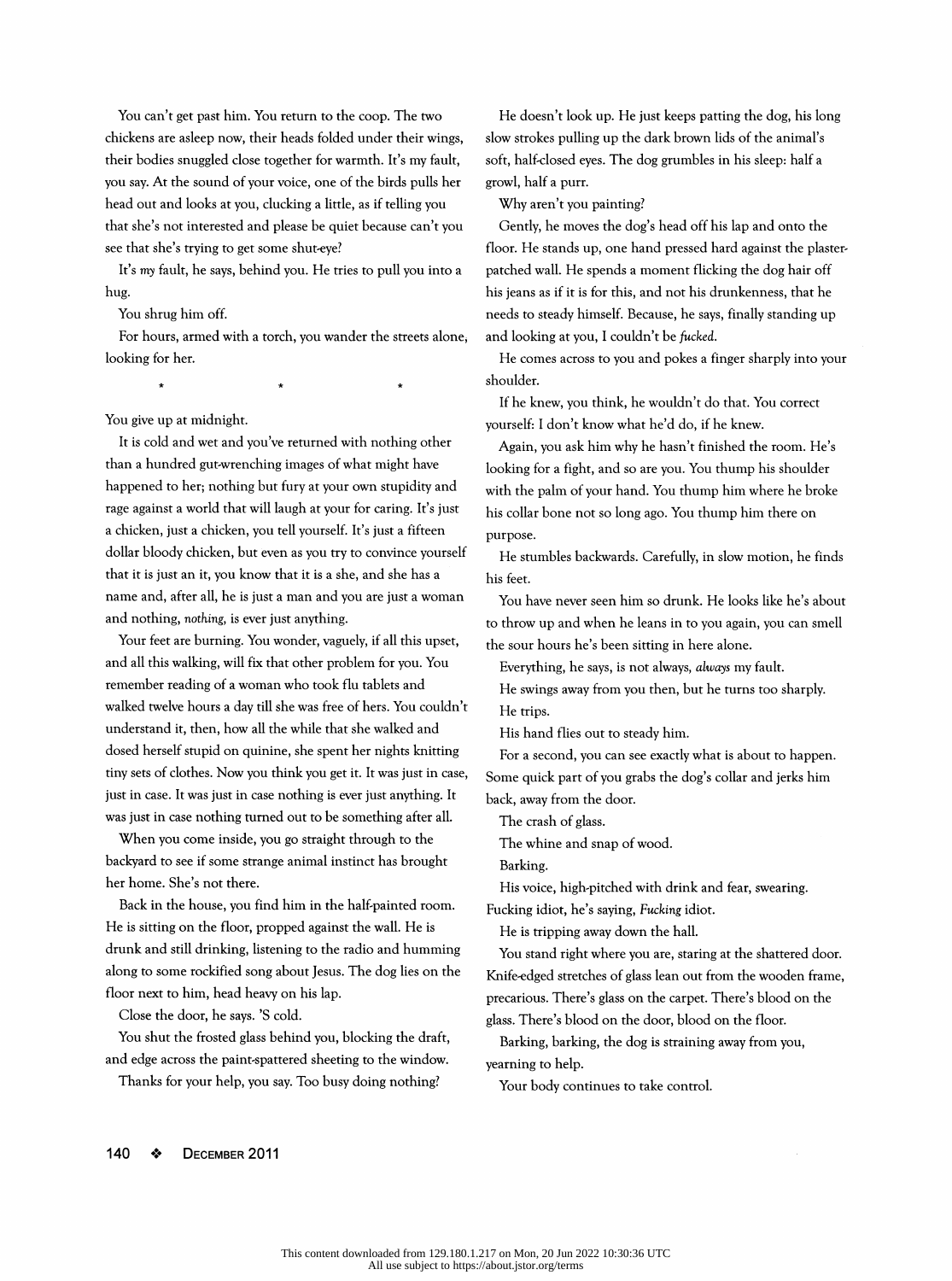You can't get past him. You return to the coop. The two chickens are asleep now, their heads folded under their wings, their bodies snuggled close together for warmth. It's my fault, you say. At the sound of your voice, one of the birds pulls her head out and looks at you, clucking a little, as if telling you that she's not interested and please be quiet because can't you see that she's trying to get some shut-eye?

It's *my* fault, he says, behind you. He tries to pull you into a hug.

You shrug him off.

For hours, armed with a torch, you wander the streets alone, looking for her.

\* \* \*

You give up at midnight.

It is cold and wet and you've returned with nothing other than a hundred gut-wrenching images of what might have happened to her; nothing but fury at your own stupidity and rage against a world that will laugh at your for caring. It's just a chicken, just a chicken, you tell yourself. It's just a fifteen dollar bloody chicken, but even as you try to convince yourself that it is just an it, you know that it is a she, and she has a name and, after all, he is just a man and you are just a woman and nothing, *nothing*, is ever just anything.

Your feet are burning. You wonder, vaguely, if all this upset, and all this walking, will fix that other problem for you. You remember reading of a woman who took flu tablets and walked twelve hours a day till she was free of hers. You couldn't understand it, then, how all the while that she walked and dosed herself stupid on quinine, she spent her nights knitting tiny sets of clothes. Now you think you get it. It was just in case, just in case. It was just in case nothing is ever just anything. It was just in case nothing turned out to be something after all.

When you come inside, you go straight through to the backyard to see if some strange animal instinct has brought her home. She's not there.

Back in the house, you find him in the half-painted room. He is sitting on the floor, propped against the wall. He is drunk and still drinking, listening to the radio and humming along to some rockified song about Jesus. The dog lies on the floor next to him, head heavy on his lap.

Close the door, he says. 'S cold.

You shut the frosted glass behind you, blocking the draft, and edge across the paint-spattered sheeting to the window.

Thanks for your help, you say. Too busy doing nothing?

He doesn't look up. He just keeps patting the dog, his long slow strokes pulling up the dark brown lids of the animal's soft, half-closed eyes. The dog grumbles in his sleep: half a growl, half a purr.

Why aren't you painting?

Gently, he moves the dog's head off his lap and onto the floor. He stands up, one hand pressed hard against the plaster-patched wall. He spends a moment flicking the dog hair off his jeans as if it is for this, and not his drunkenness, that he needs to steady himself. Because, he says, finally standing up and looking at you, I couldn't be *fucked*.

He comes across to you and pokes a finger sharply into your shoulder.

If he knew, you think, he wouldn't do that. You correct yourself: I don't know what he'd do, if he knew.

Again, you ask him why he hasn't finished the room. He's looking for a fight, and so are you. You thump his shoulder with the palm of your hand. You thump him where he broke his collar bone not so long ago. You thump him there on purpose.

He stumbles backwards. Carefully, in slow motion, he finds his feet.

You have never seen him so drunk. He looks like he's about to throw up and when he leans in to you again, you can smell the sour hours he's been sitting in here alone.

Everything, he says, is not always, *always* my fault.

He swings away from you then, but he turns too sharply.

He trips.

His hand flies out to steady him.

For a second, you can see exactly what is about to happen. Some quick part of you grabs the dog's collar and jerks him back, away from the door.

The crash of glass.

The whine and snap of wood.

Barking.

His voice, high-pitched with drink and fear, swearing. Fucking idiot, he's saying, *Fucking* idiot.

He is tripping away down the hall.

You stand right where you are, staring at the shattered door. Knife-edged stretches of glass lean out from the wooden frame, precarious. There's glass on the carpet. There's blood on the glass. There's blood on the door, blood on the floor.

Barking, barking, the dog is straining away from you, yearning to help.

Your body continues to take control.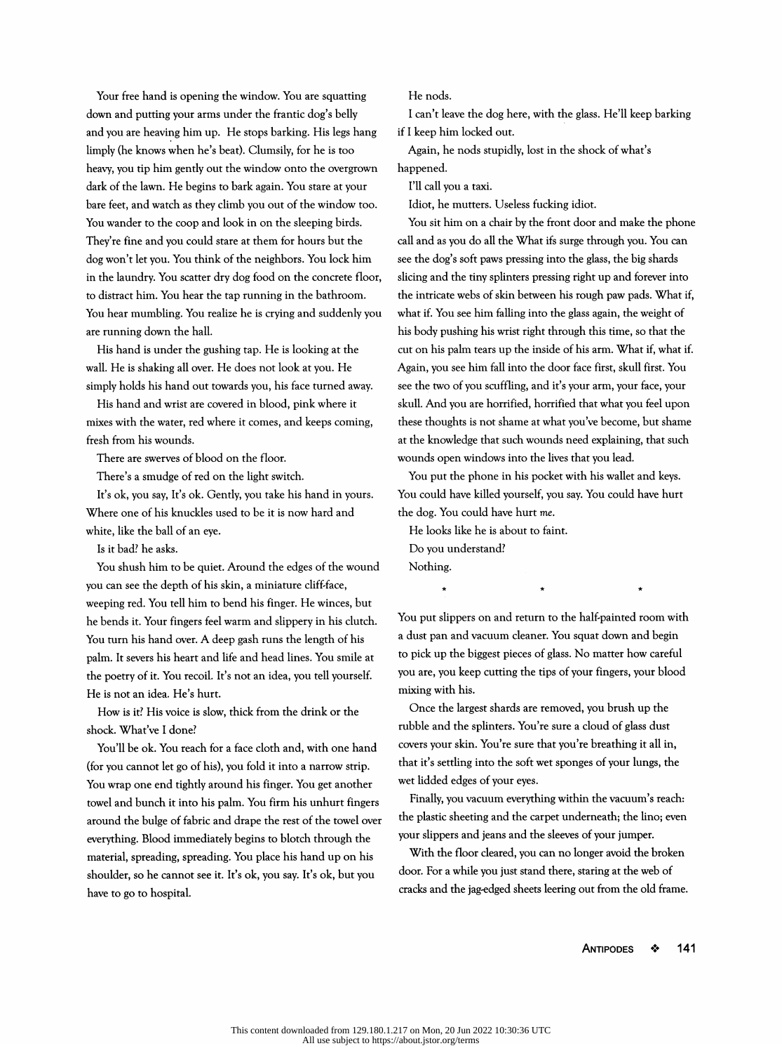Your free hand is opening the window. You are squatting down and putting your arms under the frantic dog's belly and you are heaving him up. He stops barking. His legs hang limply (he knows when he's beat). Clumsily, for he is too heavy, you tip him gently out the window onto the overgrown dark of the lawn. He begins to bark again. You stare at your bare feet, and watch as they climb you out of the window too. You wander to the coop and look in on the sleeping birds. They're fine and you could stare at them for hours but the dog won't let you. You think of the neighbors. You lock him in the laundry. You scatter dry dog food on the concrete floor, to distract him. You hear the tap running in the bathroom. You hear mumbling. You realize he is crying and suddenly you are running down the hall.

His hand is under the gushing tap. He is looking at the wall. He is shaking all over. He does not look at you. He simply holds his hand out towards you, his face turned away.

His hand and wrist are covered in blood, pink where it mixes with the water, red where it comes, and keeps coming, fresh from his wounds.

There are swerves of blood on the floor.

There's a smudge of red on the light switch.

It's ok, you say, It's ok. Gently, you take his hand in yours. Where one of his knuckles used to be it is now hard and white, like the ball of an eye.

Is it bad? he asks.

You shush him to be quiet. Around the edges of the wound you can see the depth of his skin, a miniature cliff-face, weeping red. You tell him to bend his finger. He winces, but he bends it. Your fingers feel warm and slippery in his clutch. You turn his hand over. A deep gash runs the length of his palm. It severs his heart and life and head lines. You smile at the poetry of it. You recoil. It's not an idea, you tell yourself. He is not an idea. He's hurt.

How is it? His voice is slow, thick from the drink or the shock. What've I done?

You'll be ok. You reach for a face cloth and, with one hand (for you cannot let go of his), you fold it into a narrow strip. You wrap one end tightly around his finger. You get another towel and bunch it into his palm. You firm his unhurt fingers around the bulge of fabric and drape the rest of the towel over everything. Blood immediately begins to blotch through the material, spreading, spreading. You place his hand up on his shoulder, so he cannot see it. It's ok, you say. It's ok, but you have to go to hospital.

He nods.

I can't leave the dog here, with the glass. He'll keep barking if I keep him locked out.

Again, he nods stupidly, lost in the shock of what's happened.

I'll call you a taxi.

Idiot, he mutters. Useless fucking idiot.

You sit him on a chair by the front door and make the phone call and as you do all the What ifs surge through you. You can see the dog's soft paws pressing into the glass, the big shards slicing and the tiny splinters pressing right up and forever into the intricate webs of skin between his rough paw pads. What if, what if. You see him falling into the glass again, the weight of his body pushing his wrist right through this time, so that the cut on his palm tears up the inside of his arm. What if, what if. Again, you see him fall into the door face first, skull first. You see the two of you scuffling, and it's your arm, your face, your skull. And you are horrified, horrified that what you feel upon these thoughts is not shame at what you've become, but shame at the knowledge that such wounds need explaining, that such wounds open windows into the lives that you lead.

You put the phone in his pocket with his wallet and keys. You could have killed yourself, you say. You could have hurt the dog. You could have hurt *me*.

He looks like he is about to faint.

Do you understand?

Nothing.

\* \* \*

You put slippers on and return to the half-painted room with a dust pan and vacuum cleaner. You squat down and begin to pick up the biggest pieces of glass. No matter how careful you are, you keep cutting the tips of your fingers, your blood mixing with his.

Once the largest shards are removed, you brush up the rubble and the splinters. You're sure a cloud of glass dust covers your skin. You're sure that you're breathing it all in, that it's settling into the soft wet sponges of your lungs, the wet lidded edges of your eyes.

Finally, you vacuum everything within the vacuum's reach: the plastic sheeting and the carpet underneath; the lino; even your slippers and jeans and the sleeves of your jumper.

With the floor cleared, you can no longer avoid the broken door. For a while you just stand there, staring at the web of cracks and the jag-edged sheets leering out from the old frame.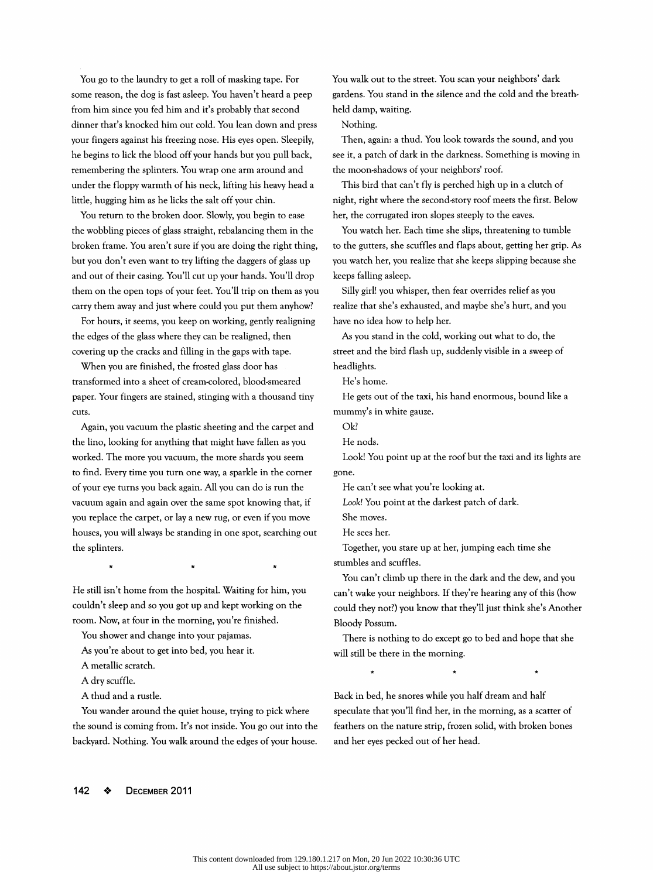You go to the laundry to get a roll of masking tape. For some reason, the dog is fast asleep. You haven't heard a peep from him since you fed him and it's probably that second dinner that's knocked him out cold. You lean down and press your fingers against his freezing nose. His eyes open. Sleepily, he begins to lick the blood off your hands but you pull back, remembering the splinters. You wrap one arm around and under the floppy warmth of his neck, lifting his heavy head a little, hugging him as he licks the salt off your chin.

You return to the broken door. Slowly, you begin to ease the wobbling pieces of glass straight, rebalancing them in the broken frame. You aren't sure if you are doing the right thing, but you don't even want to try lifting the daggers of glass up and out of their casing. You'll cut up your hands. You'll drop them on the open tops of your feet. You'll trip on them as you carry them away and just where could you put them anyhow?

For hours, it seems, you keep on working, gently realigning the edges of the glass where they can be realigned, then covering up the cracks and filling in the gaps with tape.

When you are finished, the frosted glass door has transformed into a sheet of cream-colored, blood-smeared paper. Your fingers are stained, stinging with a thousand tiny cuts.

Again, you vacuum the plastic sheeting and the carpet and the lino, looking for anything that might have fallen as you worked. The more you vacuum, the more shards you seem to find. Every time you turn one way, a sparkle in the corner of your eye turns you back again. All you can do is run the vacuum again and again over the same spot knowing that, if you replace the carpet, or lay a new rug, or even if you move houses, you will always be standing in one spot, searching out the splinters.

\* \* \*

He still isn't home from the hospital. Waiting for him, you couldn't sleep and so you got up and kept working on the room. Now, at four in the morning, you're finished.

You shower and change into your pajamas.

As you're about to get into bed, you hear it.

A metallic scratch.

A dry scuffle.

A thud and a rustle.

You wander around the quiet house, trying to pick where the sound is coming from. It's not inside. You go out into the backyard. Nothing. You walk around the edges of your house. You walk out to the street. You scan your neighbors' dark gardens. You stand in the silence and the cold and the breath-held damp, waiting.

Nothing.

Then, again: a thud. You look towards the sound, and you see it, a patch of dark in the darkness. Something is moving in the moon-shadows of your neighbors' roof.

This bird that can't fly is perched high up in a clutch of night, right where the second-story roof meets the first. Below her, the corrugated iron slopes steeply to the eaves.

You watch her. Each time she slips, threatening to tumble to the gutters, she scuffles and flaps about, getting her grip. As you watch her, you realize that she keeps slipping because she keeps falling asleep.

Silly girl! you whisper, then fear overrides relief as you realize that she's exhausted, and maybe she's hurt, and you have no idea how to help her.

As you stand in the cold, working out what to do, the street and the bird flash up, suddenly visible in a sweep of headlights.

He's home.

He gets out of the taxi, his hand enormous, bound like a mummy's in white gauze.

Ok?

He nods.

Look! You point up at the roof but the taxi and its lights are gone.

He can't see what you're looking at.

*Look!* You point at the darkest patch of dark.

She moves.

He sees her.

Together, you stare up at her, jumping each time she stumbles and scuffles.

You can't climb up there in the dark and the dew, and you can't wake your neighbors. If they're hearing any of this (how could they not?) you know that they'll just think she's Another Bloody Possum.

There is nothing to do except go to bed and hope that she will still be there in the morning.

\* \* \*

Back in bed, he snores while you half dream and half speculate that you'll find her, in the morning, as a scatter of feathers on the nature strip, frozen solid, with broken bones and her eyes pecked out of her head.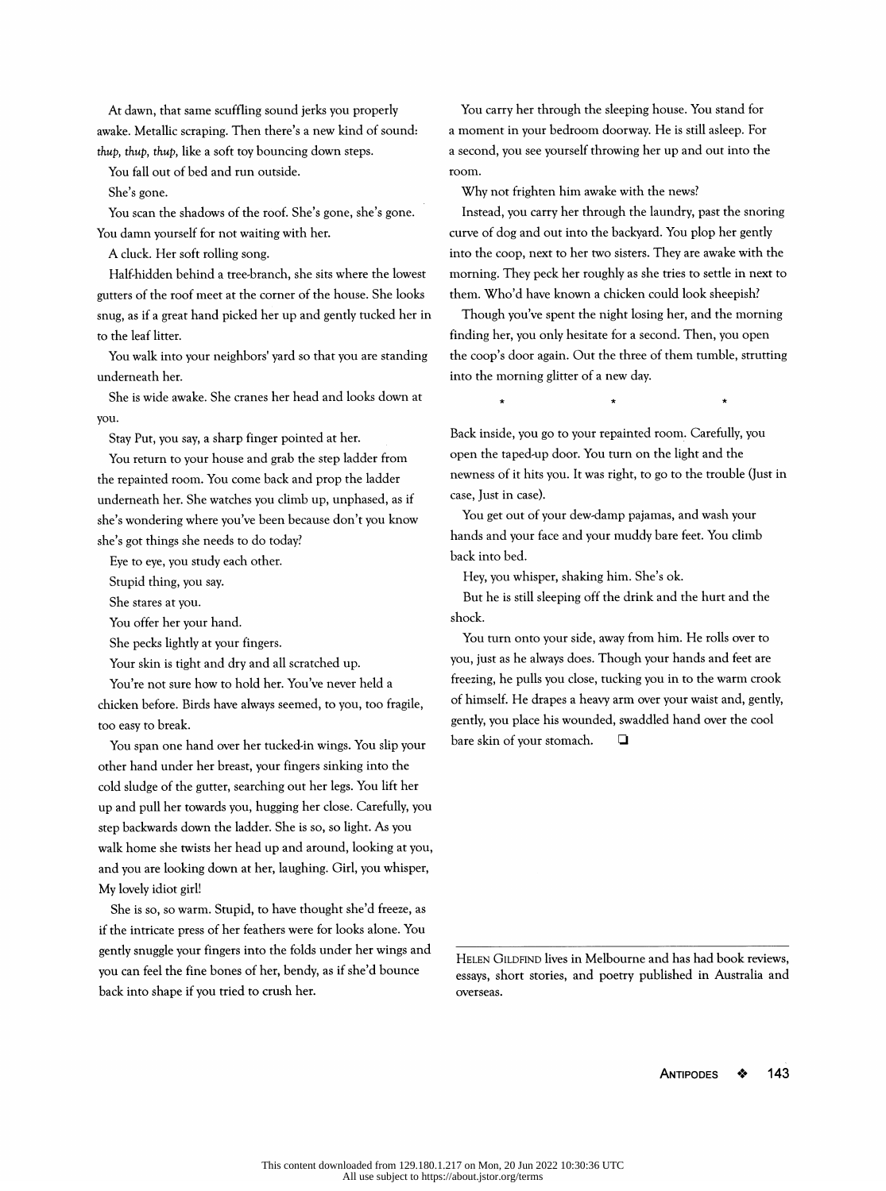At dawn, that same scuffling sound jerks you properly awake. Metallic scraping. Then there's a new kind of sound: *thup, thup, thup,* like a soft toy bouncing down steps.

You fall out of bed and run outside.

She's gone.

You scan the shadows of the roof. She's gone, she's gone. You damn yourself for not waiting with her.

A cluck. Her soft rolling song.

Half-hidden behind a tree-branch, she sits where the lowest gutters of the roof meet at the corner of the house. She looks snug, as if a great hand picked her up and gently tucked her in to the leaf litter.

You walk into your neighbors' yard so that you are standing underneath her.

She is wide awake. She cranes her head and looks down at you.

Stay Put, you say, a sharp finger pointed at her.

You return to your house and grab the step ladder from the repainted room. You come back and prop the ladder underneath her. She watches you climb up, unphased, as if she's wondering where you've been because don't you know she's got things she needs to do today?

Eye to eye, you study each other.

Stupid thing, you say.

She stares at you.

You offer her your hand.

She pecks lightly at your fingers.

Your skin is tight and dry and all scratched up.

You're not sure how to hold her. You've never held a chicken before. Birds have always seemed, to you, too fragile, too easy to break.

You span one hand over her tucked-in wings. You slip your other hand under her breast, your fingers sinking into the cold sludge of the gutter, searching out her legs. You lift her up and pull her towards you, hugging her close. Carefully, you step backwards down the ladder. She is so, so light. As you walk home she twists her head up and around, looking at you, and you are looking down at her, laughing. Girl, you whisper, My lovely idiot girl!

She is so, so warm. Stupid, to have thought she'd freeze, as if the intricate press of her feathers were for looks alone. You gently snuggle your fingers into the folds under her wings and you can feel the fine bones of her, bendy, as if she'd bounce back into shape if you tried to crush her.

You carry her through the sleeping house. You stand for a moment in your bedroom doorway. He is still asleep. For a second, you see yourself throwing her up and out into the room.

Why not frighten him awake with the news?

Instead, you carry her through the laundry, past the snoring curve of dog and out into the backyard. You plop her gently into the coop, next to her two sisters. They are awake with the morning. They peck her roughly as she tries to settle in next to them. Who'd have known a chicken could look sheepish?

Though you've spent the night losing her, and the morning finding her, you only hesitate for a second. Then, you open the coop's door again. Out the three of them tumble, strutting into the morning glitter of a new day.

\* \* \*

Back inside, you go to your repainted room. Carefully, you open the taped-up door. You turn on the light and the newness of it hits you. It was right, to go to the trouble (Just in case, Just in case).

You get out of your dew-damp pajamas, and wash your hands and your face and your muddy bare feet. You climb back into bed.

Hey, you whisper, shaking him. She's ok.

But he is still sleeping off the drink and the hurt and the shock.

You turn onto your side, away from him. He rolls over to you, just as he always does. Though your hands and feet are freezing, he pulls you close, tucking you in to the warm crook of himself. He drapes a heavy arm over your waist and, gently, gently, you place his wounded, swaddled hand over the cool bare skin of your stomach. ❑

---

Helen Gildfind lives in Melbourne and has had book reviews, essays, short stories, and poetry published in Australia and overseas.